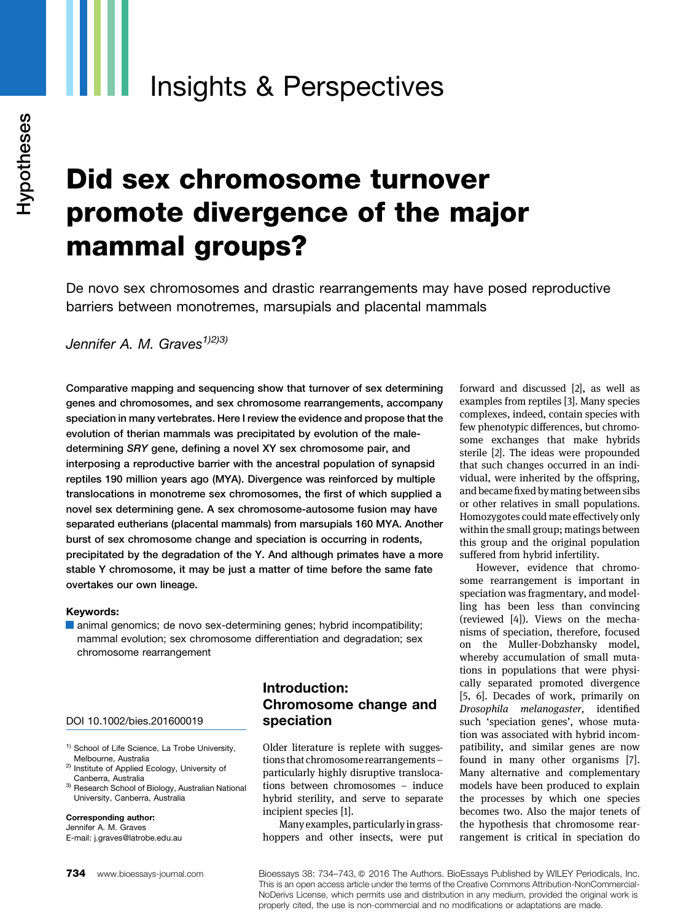Insights & Perspectives

Hypotheses

# Did sex chromosome turnover promote divergence of the major mammal groups?

De novo sex chromosomes and drastic rearrangements may have posed reproductive barriers between monotremes, marsupials and placental mammals

*Jennifer A. M. Graves*[1)2)3)]

**Comparative mapping and sequencing show that turnover of sex determining genes and chromosomes, and sex chromosome rearrangements, accompany speciation in many vertebrates. Here I review the evidence and propose that the evolution of therian mammals was precipitated by evolution of the male-determining *SRY* gene, defining a novel XY sex chromosome pair, and interposing a reproductive barrier with the ancestral population of synapsid reptiles 190 million years ago (MYA). Divergence was reinforced by multiple translocations in monotreme sex chromosomes, the first of which supplied a novel sex determining gene. A sex chromosome-autosome fusion may have separated eutherians (placental mammals) from marsupials 160 MYA. Another burst of sex chromosome change and speciation is occurring in rodents, precipitated by the degradation of the Y. And although primates have a more stable Y chromosome, it may be just a matter of time before the same fate overtakes our own lineage.**

**Keywords:**

animal genomics; de novo sex-determining genes; hybrid incompatibility; mammal evolution; sex chromosome differentiation and degradation; sex chromosome rearrangement

DOI 10.1002/bies.201600019

1) School of Life Science, La Trobe University, Melbourne, Australia
2) Institute of Applied Ecology, University of Canberra, Australia
3) Research School of Biology, Australian National University, Canberra, Australia

**Corresponding author:**
Jennifer A. M. Graves
E-mail: j.graves@latrobe.edu.au

## Introduction: Chromosome change and speciation

Older literature is replete with suggestions that chromosome rearrangements – particularly highly disruptive translocations between chromosomes – induce hybrid sterility, and serve to separate incipient species [1].

Many examples, particularly in grasshoppers and other insects, were put forward and discussed [2], as well as examples from reptiles [3]. Many species complexes, indeed, contain species with few phenotypic differences, but chromosome exchanges that make hybrids sterile [2]. The ideas were propounded that such changes occurred in an individual, were inherited by the offspring, and became fixed by mating between sibs or other relatives in small populations. Homozygotes could mate effectively only within the small group; matings between this group and the original population suffered from hybrid infertility.

However, evidence that chromosome rearrangement is important in speciation was fragmentary, and modelling has been less than convincing (reviewed [4]). Views on the mechanisms of speciation, therefore, focused on the Muller-Dobzhansky model, whereby accumulation of small mutations in populations that were physically separated promoted divergence [5, 6]. Decades of work, primarily on *Drosophila melanogaster*, identified such 'speciation genes', whose mutation was associated with hybrid incompatibility, and similar genes are now found in many other organisms [7]. Many alternative and complementary models have been produced to explain the processes by which one species becomes two. Also the major tenets of the hypothesis that chromosome rearrangement is critical in speciation do

Bioessays 38: 734–743, © 2016 The Authors. BioEssays Published by WILEY Periodicals, Inc. This is an open access article under the terms of the Creative Commons Attribution-NonCommercial-NoDerivs License, which permits use and distribution in any medium, provided the original work is properly cited, the use is non-commercial and no modifications or adaptations are made.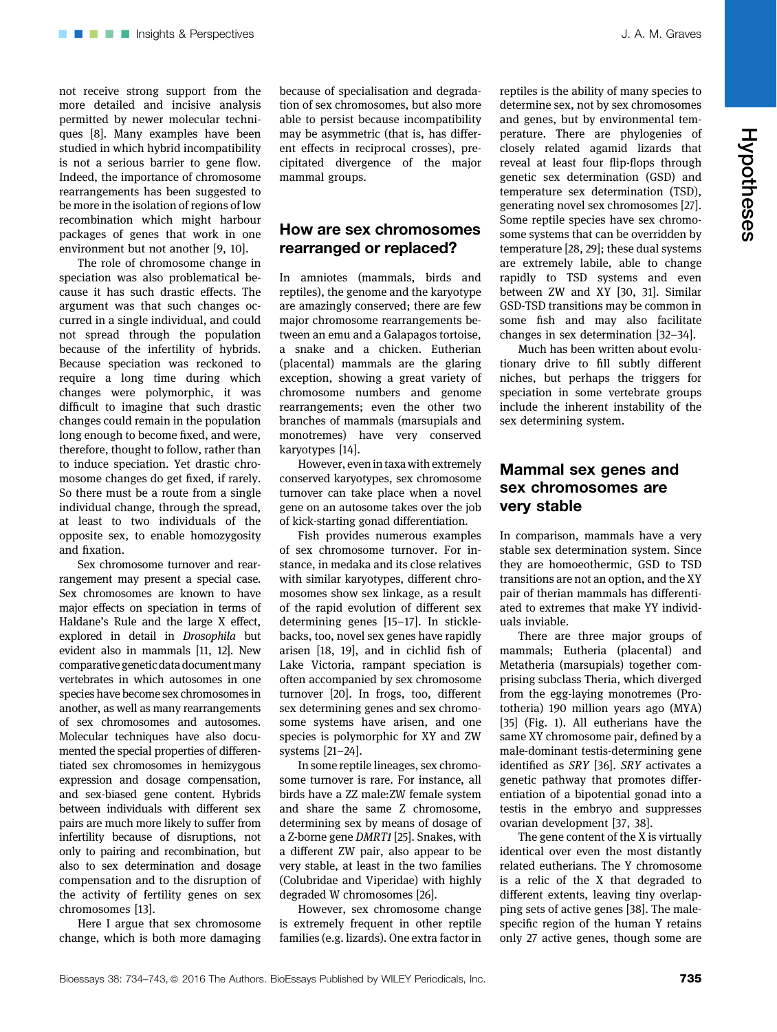not receive strong support from the more detailed and incisive analysis permitted by newer molecular techniques [8]. Many examples have been studied in which hybrid incompatibility is not a serious barrier to gene flow. Indeed, the importance of chromosome rearrangements has been suggested to be more in the isolation of regions of low recombination which might harbour packages of genes that work in one environment but not another [9, 10].

The role of chromosome change in speciation was also problematical because it has such drastic effects. The argument was that such changes occurred in a single individual, and could not spread through the population because of the infertility of hybrids. Because speciation was reckoned to require a long time during which changes were polymorphic, it was difficult to imagine that such drastic changes could remain in the population long enough to become fixed, and were, therefore, thought to follow, rather than to induce speciation. Yet drastic chromosome changes do get fixed, if rarely. So there must be a route from a single individual change, through the spread, at least to two individuals of the opposite sex, to enable homozygosity and fixation.

Sex chromosome turnover and rearrangement may present a special case. Sex chromosomes are known to have major effects on speciation in terms of Haldane's Rule and the large X effect, explored in detail in *Drosophila* but evident also in mammals [11, 12]. New comparative genetic data document many vertebrates in which autosomes in one species have become sex chromosomes in another, as well as many rearrangements of sex chromosomes and autosomes. Molecular techniques have also documented the special properties of differentiated sex chromosomes in hemizygous expression and dosage compensation, and sex-biased gene content. Hybrids between individuals with different sex pairs are much more likely to suffer from infertility because of disruptions, not only to pairing and recombination, but also to sex determination and dosage compensation and to the disruption of the activity of fertility genes on sex chromosomes [13].

Here I argue that sex chromosome change, which is both more damaging because of specialisation and degradation of sex chromosomes, but also more able to persist because incompatibility may be asymmetric (that is, has different effects in reciprocal crosses), precipitated divergence of the major mammal groups.

## How are sex chromosomes rearranged or replaced?

In amniotes (mammals, birds and reptiles), the genome and the karyotype are amazingly conserved; there are few major chromosome rearrangements between an emu and a Galapagos tortoise, a snake and a chicken. Eutherian (placental) mammals are the glaring exception, showing a great variety of chromosome numbers and genome rearrangements; even the other two branches of mammals (marsupials and monotremes) have very conserved karyotypes [14].

However, even in taxa with extremely conserved karyotypes, sex chromosome turnover can take place when a novel gene on an autosome takes over the job of kick-starting gonad differentiation.

Fish provides numerous examples of sex chromosome turnover. For instance, in medaka and its close relatives with similar karyotypes, different chromosomes show sex linkage, as a result of the rapid evolution of different sex determining genes [15–17]. In sticklebacks, too, novel sex genes have rapidly arisen [18, 19], and in cichlid fish of Lake Victoria, rampant speciation is often accompanied by sex chromosome turnover [20]. In frogs, too, different sex determining genes and sex chromosome systems have arisen, and one species is polymorphic for XY and ZW systems [21–24].

In some reptile lineages, sex chromosome turnover is rare. For instance, all birds have a ZZ male:ZW female system and share the same Z chromosome, determining sex by means of dosage of a Z-borne gene *DMRT1* [25]. Snakes, with a different ZW pair, also appear to be very stable, at least in the two families (Colubridae and Viperidae) with highly degraded W chromosomes [26].

However, sex chromosome change is extremely frequent in other reptile families (e.g. lizards). One extra factor in reptiles is the ability of many species to determine sex, not by sex chromosomes and genes, but by environmental temperature. There are phylogenies of closely related agamid lizards that reveal at least four flip-flops through genetic sex determination (GSD) and temperature sex determination (TSD), generating novel sex chromosomes [27]. Some reptile species have sex chromosome systems that can be overridden by temperature [28, 29]; these dual systems are extremely labile, able to change rapidly to TSD systems and even between ZW and XY [30, 31]. Similar GSD-TSD transitions may be common in some fish and may also facilitate changes in sex determination [32–34].

Much has been written about evolutionary drive to fill subtly different niches, but perhaps the triggers for speciation in some vertebrate groups include the inherent instability of the sex determining system.

## Mammal sex genes and sex chromosomes are very stable

In comparison, mammals have a very stable sex determination system. Since they are homoeothermic, GSD to TSD transitions are not an option, and the XY pair of therian mammals has differentiated to extremes that make YY individuals inviable.

There are three major groups of mammals; Eutheria (placental) and Metatheria (marsupials) together comprising subclass Theria, which diverged from the egg-laying monotremes (Prototheria) 190 million years ago (MYA) [35] (Fig. 1). All eutherians have the same XY chromosome pair, defined by a male-dominant testis-determining gene identified as *SRY* [36]. *SRY* activates a genetic pathway that promotes differentiation of a bipotential gonad into a testis in the embryo and suppresses ovarian development [37, 38].

The gene content of the X is virtually identical over even the most distantly related eutherians. The Y chromosome is a relic of the X that degraded to different extents, leaving tiny overlapping sets of active genes [38]. The male-specific region of the human Y retains only 27 active genes, though some are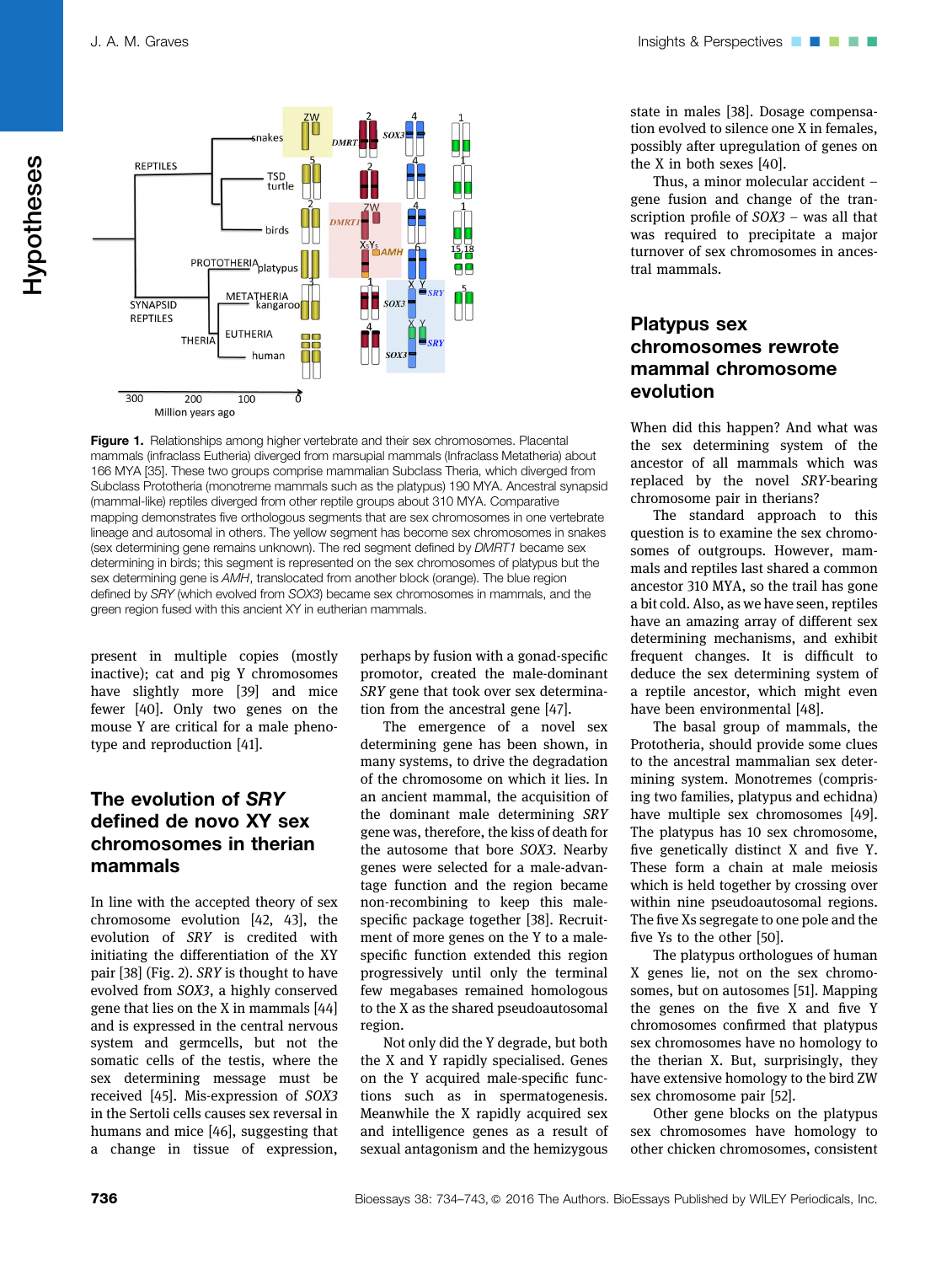**Figure 1.** Relationships among higher vertebrate and their sex chromosomes. Placental mammals (infraclass Eutheria) diverged from marsupial mammals (Infraclass Metatheria) about 166 MYA [35]. These two groups comprise mammalian Subclass Theria, which diverged from Subclass Prototheria (monotreme mammals such as the platypus) 190 MYA. Ancestral synapsid (mammal-like) reptiles diverged from other reptile groups about 310 MYA. Comparative mapping demonstrates five orthologous segments that are sex chromosomes in one vertebrate lineage and autosomal in others. The yellow segment has become sex chromosomes in snakes (sex determining gene remains unknown). The red segment defined by *DMRT1* became sex determining in birds; this segment is represented on the sex chromosomes of platypus but the sex determining gene is *AMH*, translocated from another block (orange). The blue region defined by *SRY* (which evolved from *SOX3*) became sex chromosomes in mammals, and the green region fused with this ancient XY in eutherian mammals.

present in multiple copies (mostly inactive); cat and pig Y chromosomes have slightly more [39] and mice fewer [40]. Only two genes on the mouse Y are critical for a male phenotype and reproduction [41].

## The evolution of *SRY* defined de novo XY sex chromosomes in therian mammals

In line with the accepted theory of sex chromosome evolution [42, 43], the evolution of *SRY* is credited with initiating the differentiation of the XY pair [38] (Fig. 2). *SRY* is thought to have evolved from *SOX3*, a highly conserved gene that lies on the X in mammals [44] and is expressed in the central nervous system and germcells, but not the somatic cells of the testis, where the sex determining message must be received [45]. Mis-expression of *SOX3* in the Sertoli cells causes sex reversal in humans and mice [46], suggesting that a change in tissue of expression, perhaps by fusion with a gonad-specific promotor, created the male-dominant *SRY* gene that took over sex determination from the ancestral gene [47].

The emergence of a novel sex determining gene has been shown, in many systems, to drive the degradation of the chromosome on which it lies. In an ancient mammal, the acquisition of the dominant male determining *SRY* gene was, therefore, the kiss of death for the autosome that bore *SOX3*. Nearby genes were selected for a male-advantage function and the region became non-recombining to keep this male-specific package together [38]. Recruitment of more genes on the Y to a male-specific function extended this region progressively until only the terminal few megabases remained homologous to the X as the shared pseudoautosomal region.

Not only did the Y degrade, but both the X and Y rapidly specialised. Genes on the Y acquired male-specific functions such as in spermatogenesis. Meanwhile the X rapidly acquired sex and intelligence genes as a result of sexual antagonism and the hemizygous state in males [38]. Dosage compensation evolved to silence one X in females, possibly after upregulation of genes on the X in both sexes [40].

Thus, a minor molecular accident – gene fusion and change of the transcription profile of *SOX3* – was all that was required to precipitate a major turnover of sex chromosomes in ancestral mammals.

## Platypus sex chromosomes rewrote mammal chromosome evolution

When did this happen? And what was the sex determining system of the ancestor of all mammals which was replaced by the novel *SRY*-bearing chromosome pair in therians?

The standard approach to this question is to examine the sex chromosomes of outgroups. However, mammals and reptiles last shared a common ancestor 310 MYA, so the trail has gone a bit cold. Also, as we have seen, reptiles have an amazing array of different sex determining mechanisms, and exhibit frequent changes. It is difficult to deduce the sex determining system of a reptile ancestor, which might even have been environmental [48].

The basal group of mammals, the Prototheria, should provide some clues to the ancestral mammalian sex determining system. Monotremes (comprising two families, platypus and echidna) have multiple sex chromosomes [49]. The platypus has 10 sex chromosome, five genetically distinct X and five Y. These form a chain at male meiosis which is held together by crossing over within nine pseudoautosomal regions. The five Xs segregate to one pole and the five Ys to the other [50].

The platypus orthologues of human X genes lie, not on the sex chromosomes, but on autosomes [51]. Mapping the genes on the five X and five Y chromosomes confirmed that platypus sex chromosomes have no homology to the therian X. But, surprisingly, they have extensive homology to the bird ZW sex chromosome pair [52].

Other gene blocks on the platypus sex chromosomes have homology to other chicken chromosomes, consistent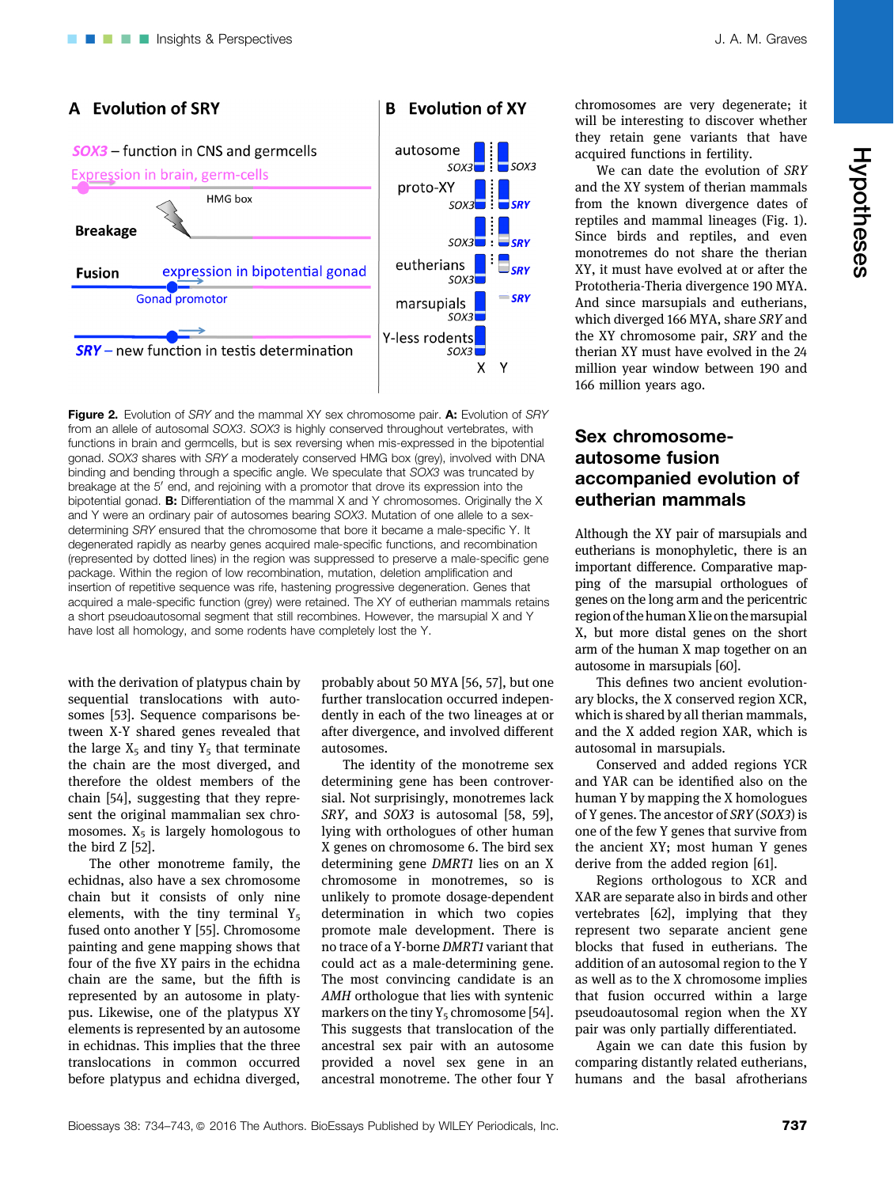Figure 2. Evolution of *SRY* and the mammal XY sex chromosome pair. **A:** Evolution of *SRY* from an allele of autosomal *SOX3*. *SOX3* is highly conserved through vertebrates, with functions in brain and germcells, but is sex reversing when mis-expressed in the bipotential gonad. *SOX3* shares with *SRY* a moderately conserved HMG box (grey), involved with DNA binding and bending through a specific angle. We speculate that *SOX3* was truncated by breakage at the 5′ end, and rejoining with a promotor that drove its expression into the bipotential gonad. **B:** Differentiation of the mammal X and Y chromosomes. Originally the X and Y were an ordinary pair of autosomes bearing *SOX3*. Mutation of one allele to a sex-determining *SRY* ensured that the chromosome that bore it became a male-specific Y. It degenerated rapidly as nearby genes acquired male-specific functions, and recombination (represented by dotted lines) in the region was suppressed to preserve a male-specific gene package. Within the region of low recombination, mutation, deletion amplification and insertion of repetitive sequence was rife, hastening progressive degeneration. Genes that acquired a male-specific function (grey) were retained. The XY of eutherian mammals retains a short pseudoautosomal segment that still recombines. However, the marsupial X and Y have lost all homology, and some rodents have completely lost the Y.

with the derivation of platypus chain by sequential translocations with autosomes [53]. Sequence comparisons between X-Y shared genes revealed that the large $X_5$ and tiny $Y_5$ that terminate the chain are the most diverged, and therefore the oldest members of the chain [54], suggesting that they represent the original mammalian sex chromosomes. $X_5$ is largely homologous to the bird Z [52].

The other monotreme family, the echidnas, also have a sex chromosome chain but it consists of only nine elements, with the tiny terminal $Y_5$ fused onto another Y [55]. Chromosome painting and gene mapping shows that four of the five XY pairs in the echidna chain are the same, but the fifth is represented by an autosome in platypus. Likewise, one of the platypus XY elements is represented by an autosome in echidnas. This implies that the three translocations in common occurred before platypus and echidna diverged, probably about 50 MYA [56, 57], but one further translocation occurred independently in each of the two lineages at or after divergence, and involved different autosomes.

The identity of the monotreme sex determining gene has been controversial. Not surprisingly, monotremes lack *SRY*, and *SOX3* is autosomal [58, 59], lying with orthologues of other human X genes on chromosome 6. The bird sex determining gene *DMRT1* lies on an X chromosome in monotremes, so is unlikely to promote dosage-dependent determination in which two copies promote male development. There is no trace of a Y-borne *DMRT1* variant that could act as a male-determining gene. The most convincing candidate is an *AMH* orthologue that lies with syntenic markers on the tiny $Y_5$ chromosome [54]. This suggests that translocation of the ancestral sex pair with an autosome provided a novel sex gene in an ancestral monotreme. The other four Y chromosomes are very degenerate; it will be interesting to discover whether they retain gene variants that have acquired functions in fertility.

We can date the evolution of *SRY* and the XY system of therian mammals from the known divergence dates of reptiles and mammal lineages (Fig. 1). Since birds and reptiles, and even monotremes do not share the therian XY, it must have evolved at or after the Prototheria-Theria divergence 190 MYA. And since marsupials and eutherians, which diverged 166 MYA, share *SRY* and the XY chromosome pair, *SRY* and the therian XY must have evolved in the 24 million year window between 190 and 166 million years ago.

## Sex chromosome-autosome fusion accompanied evolution of eutherian mammals

Although the XY pair of marsupials and eutherians is monophyletic, there is an important difference. Comparative mapping of the marsupial orthologues of genes on the long arm and the pericentric region of the human X lie on the marsupial X, but more distal genes on the short arm of the human X map together on an autosome in marsupials [60].

This defines two ancient evolutionary blocks, the X conserved region XCR, which is shared by all therian mammals, and the X added region XAR, which is autosomal in marsupials.

Conserved and added regions YCR and YAR can be identified also on the human Y by mapping the X homologues of Y genes. The ancestor of *SRY* (*SOX3*) is one of the few Y genes that survive from the ancient XY; most human Y genes derive from the added region [61].

Regions orthologous to XCR and XAR are separate also in birds and other vertebrates [62], implying that they represent two separate ancient gene blocks that fused in eutherians. The addition of an autosomal region to the Y as well as to the X chromosome implies that fusion occurred within a large pseudoautosomal region when the XY pair was only partially differentiated.

Again we can date this fusion by comparing distantly related eutherians, humans and the basal afrotherians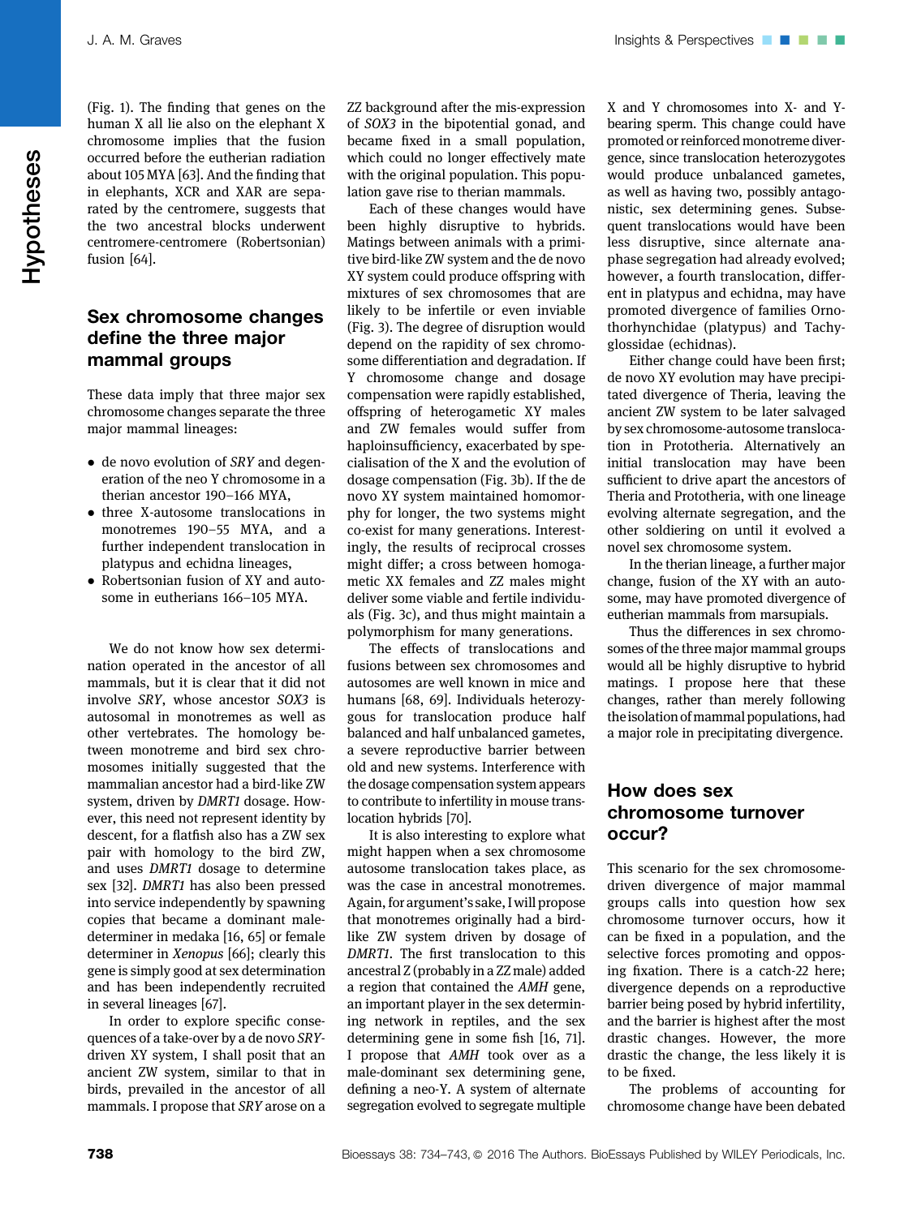(Fig. 1). The finding that genes on the human X all lie also on the elephant X chromosome implies that the fusion occurred before the eutherian radiation about 105 MYA [63]. And the finding that in elephants, XCR and XAR are separated by the centromere, suggests that the two ancestral blocks underwent centromere-centromere (Robertsonian) fusion [64].

## Sex chromosome changes define the three major mammal groups

These data imply that three major sex chromosome changes separate the three major mammal lineages:

- de novo evolution of *SRY* and degeneration of the neo Y chromosome in a therian ancestor 190–166 MYA,
- three X-autosome translocations in monotremes 190–55 MYA, and a further independent translocation in platypus and echidna lineages,
- Robertsonian fusion of XY and autosome in eutherians 166–105 MYA.

We do not know how sex determination operated in the ancestor of all mammals, but it is clear that it did not involve *SRY*, whose ancestor *SOX3* is autosomal in monotremes as well as other vertebrates. The homology between monotreme and bird sex chromosomes initially suggested that the mammalian ancestor had a bird-like ZW system, driven by *DMRT1* dosage. However, this need not represent identity by descent, for a flatfish also has a ZW sex pair with homology to the bird ZW, and uses *DMRT1* dosage to determine sex [32]. *DMRT1* has also been pressed into service independently by spawning copies that became a dominant male-determiner in medaka [16, 65] or female determiner in *Xenopus* [66]; clearly this gene is simply good at sex determination and has been independently recruited in several lineages [67].

In order to explore specific consequences of a take-over by a de novo *SRY*-driven XY system, I shall posit that an ancient ZW system, similar to that in birds, prevailed in the ancestor of all mammals. I propose that *SRY* arose on a ZZ background after the mis-expression of *SOX3* in the bipotential gonad, and became fixed in a small population, which could no longer effectively mate with the original population. This population gave rise to therian mammals.

Each of these changes would have been highly disruptive to hybrids. Matings between animals with a primitive bird-like ZW system and the de novo XY system could produce offspring with mixtures of sex chromosomes that are likely to be infertile or even inviable (Fig. 3). The degree of disruption would depend on the rapidity of sex chromosome differentiation and degradation. If Y chromosome change and dosage compensation were rapidly established, offspring of heterogametic XY males and ZW females would suffer from haploinsufficiency, exacerbated by specialisation of the X and the evolution of dosage compensation (Fig. 3b). If the de novo XY system maintained homomorphy for longer, the two systems might co-exist for many generations. Interestingly, the results of reciprocal crosses might differ; a cross between homogametic XX females and ZZ males might deliver some viable and fertile individuals (Fig. 3c), and thus might maintain a polymorphism for many generations.

The effects of translocations and fusions between sex chromosomes and autosomes are well known in mice and humans [68, 69]. Individuals heterozygous for translocation produce half balanced and half unbalanced gametes, a severe reproductive barrier between old and new systems. Interference with the dosage compensation system appears to contribute to infertility in mouse translocation hybrids [70].

It is also interesting to explore what might happen when a sex chromosome autosome translocation takes place, as was the case in ancestral monotremes. Again, for argument's sake, I will propose that monotremes originally had a bird-like ZW system driven by dosage of *DMRT1*. The first translocation to this ancestral Z (probably in a ZZ male) added a region that contained the *AMH* gene, an important player in the sex determining network in reptiles, and the sex determining gene in some fish [16, 71]. I propose that *AMH* took over as a male-dominant sex determining gene, defining a neo-Y. A system of alternate segregation evolved to segregate multiple X and Y chromosomes into X- and Y-bearing sperm. This change could have promoted or reinforced monotreme divergence, since translocation heterozygotes would produce unbalanced gametes, as well as having two, possibly antagonistic, sex determining genes. Subsequent translocations would have been less disruptive, since alternate anaphase segregation had already evolved; however, a fourth translocation, different in platypus and echidna, may have promoted divergence of families Ornothorhynchidae (platypus) and Tachyglossidae (echidnas).

Either change could have been first; de novo XY evolution may have precipitated divergence of Theria, leaving the ancient ZW system to be later salvaged by sex chromosome-autosome translocation in Prototheria. Alternatively an initial translocation may have been sufficient to drive apart the ancestors of Theria and Prototheria, with one lineage evolving alternate segregation, and the other soldiering on until it evolved a novel sex chromosome system.

In the therian lineage, a further major change, fusion of the XY with an autosome, may have promoted divergence of eutherian mammals from marsupials.

Thus the differences in sex chromosomes of the three major mammal groups would all be highly disruptive to hybrid matings. I propose here that these changes, rather than merely following the isolation of mammal populations, had a major role in precipitating divergence.

## How does sex chromosome turnover occur?

This scenario for the sex chromosome-driven divergence of major mammal groups calls into question how sex chromosome turnover occurs, how it can be fixed in a population, and the selective forces promoting and opposing fixation. There is a catch-22 here; divergence depends on a reproductive barrier being posed by hybrid infertility, and the barrier is highest after the most drastic changes. However, the more drastic the change, the less likely it is to be fixed.

The problems of accounting for chromosome change have been debated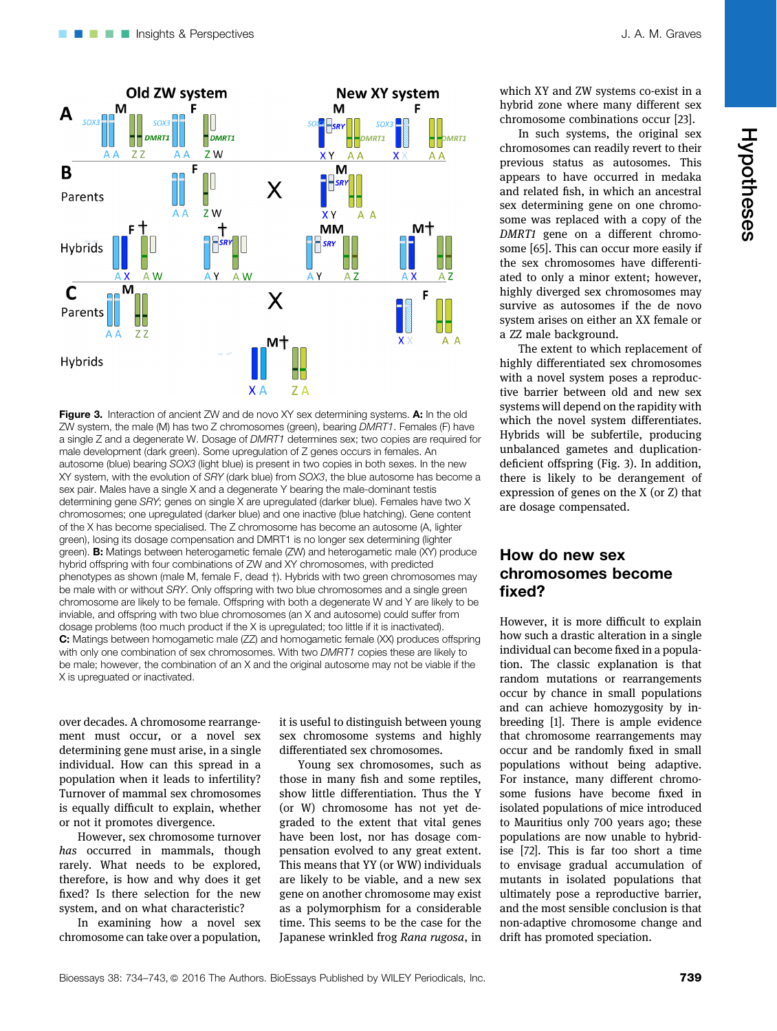Old ZW system

New XY system

A

M

F

M

F

SOX3

DMRT1

SOX3

DMRT1

SOX3

SRY

DMRT1

SOX3

DMRT1

A A

Z Z

A A

Z W

X Y

A A

X X

A A

B

Parents

F

X

M

SRY

A A

Z W

X Y

A A

Hybrids

F †

†

SRY

MM

SRY

M†

A X

A W

A Y

A W

A Y

A Z

A X

A Z

C

Parents

M

X

F

A A

Z Z

X X

A A

Hybrids

M†

X A

Z A

**Figure 3.** Interaction of ancient ZW and de novo XY sex determining systems. **A:** In the old ZW system, the male (M) has two Z chromosomes (green), bearing *DMRT1*. Females (F) have a single Z and a degenerate W. Dosage of *DMRT1* determines sex; two copies are required for male development (dark green). Some upregulation of Z genes occurs in females. An autosome (blue) bearing *SOX3* (light blue) is present in two copies in both sexes. In the new XY system, with the evolution of *SRY* (dark blue) from *SOX3*, the blue autosome has become a sex pair. Males have a single X and a degenerate Y bearing the male-dominant testis determining gene *SRY*; genes on single X are upregulated (darker blue). Females have two X chromosomes; one upregulated (darker blue) and one inactive (blue hatching). Gene content of the X has become specialised. The Z chromosome has become an autosome (A, lighter green), losing its dosage compensation and DMRT1 is no longer sex determining (lighter green). **B:** Matings between heterogametic female (ZW) and heterogametic male (XY) produce hybrid offspring with four combinations of ZW and XY chromosomes, with predicted phenotypes as shown (male M, female F, dead †). Hybrids with two green chromosomes may be male with or without *SRY*. Only offspring with two blue chromosomes and a single green chromosome are likely to be female. Offspring with both a degenerate W and Y are likely to be inviable, and offspring with two blue chromosomes (an X and autosome) could suffer from dosage problems (too much product if the X is upregulated; too little if it is inactivated). **C:** Matings between homogametic male (ZZ) and homogametic female (XX) produces offspring with only one combination of sex chromosomes. With two *DMRT1* copies these are likely to be male; however, the combination of an X and the original autosome may not be viable if the X is upreguated or inactivated.

over decades. A chromosome rearrangement must occur, or a novel sex determining gene must arise, in a single individual. How can this spread in a population when it leads to infertility? Turnover of mammal sex chromosomes is equally difficult to explain, whether or not it promotes divergence.

However, sex chromosome turnover *has* occurred in mammals, though rarely. What needs to be explored, therefore, is how and why does it get fixed? Is there selection for the new system, and on what characteristic?

In examining how a novel sex chromosome can take over a population, it is useful to distinguish between young sex chromosome systems and highly differentiated sex chromosomes.

Young sex chromosomes, such as those in many fish and some reptiles, show little differentiation. Thus the Y (or W) chromosome has not yet degraded to the extent that vital genes have been lost, nor has dosage compensation evolved to any great extent. This means that YY (or WW) individuals are likely to be viable, and a new sex gene on another chromosome may exist as a polymorphism for a considerable time. This seems to be the case for the Japanese wrinkled frog *Rana rugosa*, in which XY and ZW systems co-exist in a hybrid zone where many different sex chromosome combinations occur [23].

In such systems, the original sex chromosomes can readily revert to their previous status as autosomes. This appears to have occurred in medaka and related fish, in which an ancestral sex determining gene on one chromosome was replaced with a copy of the *DMRT1* gene on a different chromosome [65]. This can occur more easily if the sex chromosomes have differentiated to only a minor extent; however, highly diverged sex chromosomes may survive as autosomes if the de novo system arises on either an XX female or a ZZ male background.

The extent to which replacement of highly differentiated sex chromosomes with a novel system poses a reproductive barrier between old and new sex systems will depend on the rapidity with which the novel system differentiates. Hybrids will be subfertile, producing unbalanced gametes and duplication-deficient offspring (Fig. 3). In addition, there is likely to be derangement of expression of genes on the X (or Z) that are dosage compensated.

## How do new sex chromosomes become fixed?

However, it is more difficult to explain how such a drastic alteration in a single individual can become fixed in a population. The classic explanation is that random mutations or rearrangements occur by chance in small populations and can achieve homozygosity by inbreeding [1]. There is ample evidence that chromosome rearrangements may occur and be randomly fixed in small populations without being adaptive. For instance, many different chromosome fusions have become fixed in isolated populations of mice introduced to Mauritius only 700 years ago; these populations are now unable to hybridise [72]. This is far too short a time to envisage gradual accumulation of mutants in isolated populations that ultimately pose a reproductive barrier, and the most sensible conclusion is that non-adaptive chromosome change and drift has promoted speciation.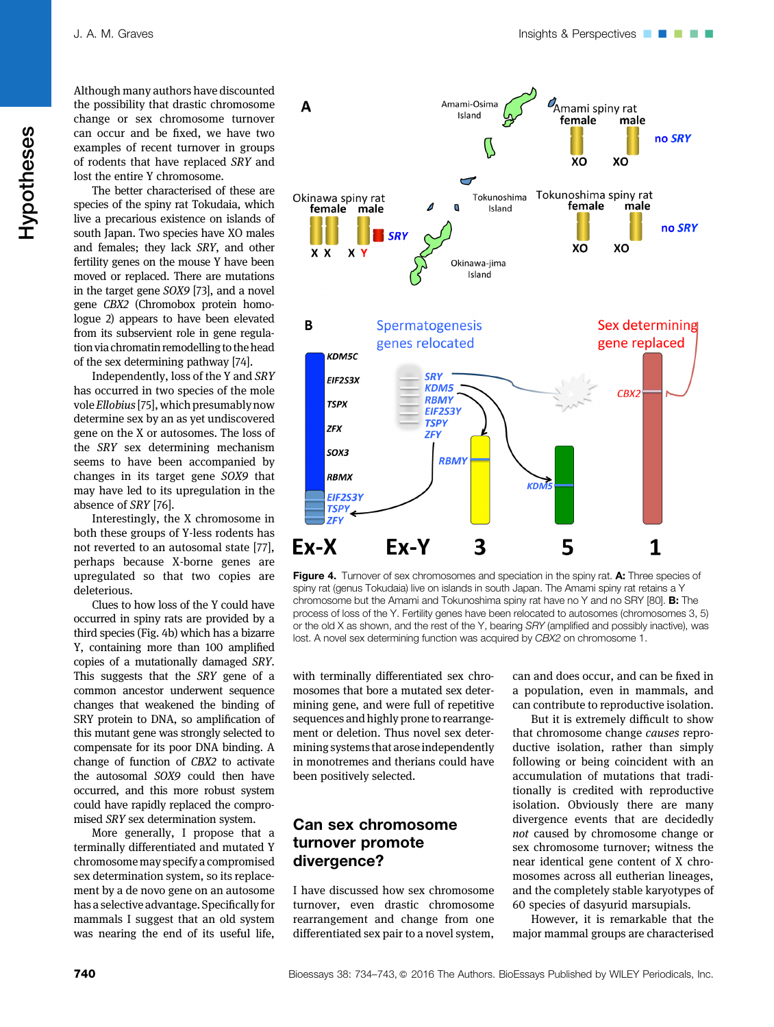Although many authors have discounted the possibility that drastic chromosome change or sex chromosome turnover can occur and be fixed, we have two examples of recent turnover in groups of rodents that have replaced *SRY* and lost the entire Y chromosome.

The better characterised of these are species of the spiny rat Tokudaia, which live a precarious existence on islands of south Japan. Two species have XO males and females; they lack *SRY*, and other fertility genes on the mouse Y have been moved or replaced. There are mutations in the target gene *SOX9* [73], and a novel gene *CBX2* (Chromobox protein homologue 2) appears to have been elevated from its subservient role in gene regulation via chromatin remodelling to the head of the sex determining pathway [74].

Independently, loss of the Y and *SRY* has occurred in two species of the mole vole *Ellobius* [75], which presumably now determine sex by an as yet undiscovered gene on the X or autosomes. The loss of the *SRY* sex determining mechanism seems to have been accompanied by changes in its target gene *SOX9* that may have led to its upregulation in the absence of *SRY* [76].

Interestingly, the X chromosome in both these groups of Y-less rodents has not reverted to an autosomal state [77], perhaps because X-borne genes are upregulated so that two copies are deleterious.

Clues to how loss of the Y could have occurred in spiny rats are provided by a third species (Fig. 4b) which has a bizarre Y, containing more than 100 amplified copies of a mutationally damaged *SRY*. This suggests that the *SRY* gene of a common ancestor underwent sequence changes that weakened the binding of SRY protein to DNA, so amplification of this mutant gene was strongly selected to compensate for its poor DNA binding. A change of function of *CBX2* to activate the autosomal *SOX9* could then have occurred, and this more robust system could have rapidly replaced the compromised *SRY* sex determination system.

More generally, I propose that a terminally differentiated and mutated Y chromosome may specify a compromised sex determination system, so its replacement by a de novo gene on an autosome has a selective advantage. Specifically for mammals I suggest that an old system was nearing the end of its useful life, with terminally differentiated sex chromosomes that bore a mutated sex determining gene, and were full of repetitive sequences and highly prone to rearrangement or deletion. Thus novel sex determining systems that arose independently in monotremes and therians could have been positively selected.

A
Amami-Osima Island
Amami spiny rat
female male
XO XO
no *SRY*
Okinawa spiny rat
female male
X X X Y
*SRY*
Tokunoshima Island
Tokunoshima spiny rat
female male
XO XO
no *SRY*
Okinawa-jima Island

B
Spermatogenesis genes relocated
Sex determining gene replaced
KDM5C
EIF2S3X
TSPX
ZFX
SOX3
RBMX
EIF2S3Y
TSPY
ZFY
SRY
KDM5
RBMY
EIF2S3Y
TSPY
ZFY
RBMY
KDM5
CBX2
Ex-X Ex-Y 3 5 1

**Figure 4.** Turnover of sex chromosomes and speciation in the spiny rat. **A:** Three species of spiny rat (genus Tokudaia) live on islands in south Japan. The Amami spiny rat retains a Y chromosome but the Amami and Tokunoshima spiny rat have no Y and no SRY [80]. **B:** The process of loss of the Y. Fertility genes have been relocated to autosomes (chromosomes 3, 5) or the old X as shown, and the rest of the Y, bearing *SRY* (amplified and possibly inactive), was lost. A novel sex determining function was acquired by *CBX2* on chromosome 1.

## Can sex chromosome turnover promote divergence?

I have discussed how sex chromosome turnover, even drastic chromosome rearrangement and change from one differentiated sex pair to a novel system, can and does occur, and can be fixed in a population, even in mammals, and can contribute to reproductive isolation.

But it is extremely difficult to show that chromosome change *causes* reproductive isolation, rather than simply following or being coincident with an accumulation of mutations that traditionally is credited with reproductive isolation. Obviously there are many divergence events that are decidedly *not* caused by chromosome change or sex chromosome turnover; witness the near identical gene content of X chromosomes across all eutherian lineages, and the completely stable karyotypes of 60 species of dasyurid marsupials.

However, it is remarkable that the major mammal groups are characterised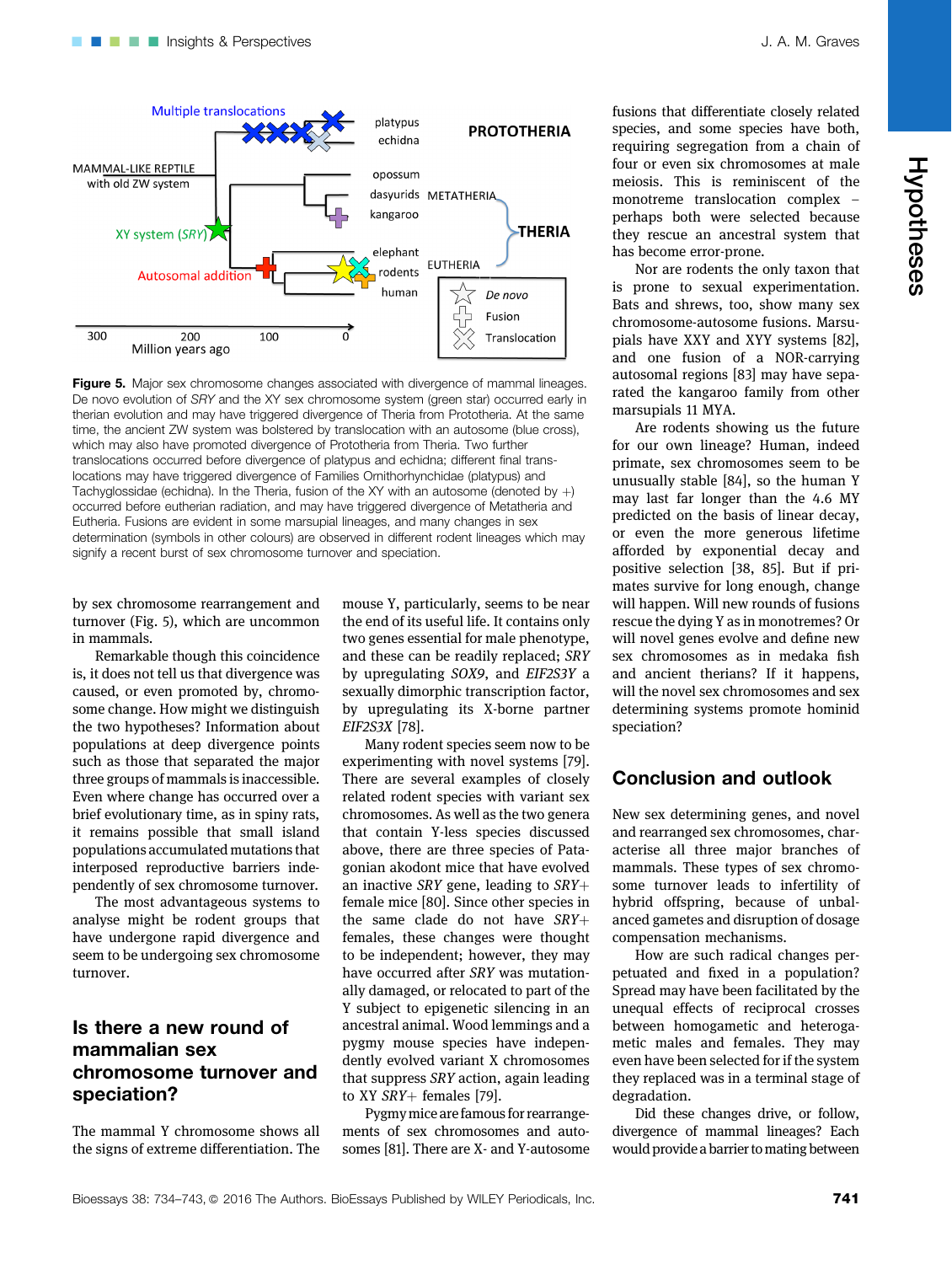Multiple translocations

platypus

echidna

PROTOTHERIA

MAMMAL-LIKE REPTILE
with old ZW system

opossum

dasyurids METATHERIA

kangaroo

THERIA

XY system (*SRY*)

elephant

Autosomal addition

rodents

EUTHERIA

human

*De novo*

Fusion

Translocation

300 200 100 0

Million years ago

**Figure 5.** Major sex chromosome changes associated with divergence of mammal lineages. De novo evolution of *SRY* and the XY sex chromosome system (green star) occurred early in therian evolution and may have triggered divergence of Theria from Prototheria. At the same time, the ancient ZW system was bolstered by translocation with an autosome (blue cross), which may also have promoted divergence of Prototheria from Theria. Two further translocations occurred before divergence of platypus and echidna; different final translocations may have triggered divergence of Families Ornithorhynchidae (platypus) and Tachyglossidae (echidna). In the Theria, fusion of the XY with an autosome (denoted by +) occurred before eutherian radiation, and may have triggered divergence of Metatheria and Eutheria. Fusions are evident in some marsupial lineages, and many changes in sex determination (symbols in other colours) are observed in different rodent lineages which may signify a recent burst of sex chromosome turnover and speciation.

by sex chromosome rearrangement and turnover (Fig. 5), which are uncommon in mammals.

Remarkable though this coincidence is, it does not tell us that divergence was caused, or even promoted by, chromosome change. How might we distinguish the two hypotheses? Information about populations at deep divergence points such as those that separated the major three groups of mammals is inaccessible. Even where change has occurred over a brief evolutionary time, as in spiny rats, it remains possible that small island populations accumulated mutations that interposed reproductive barriers independently of sex chromosome turnover.

The most advantageous systems to analyse might be rodent groups that have undergone rapid divergence and seem to be undergoing sex chromosome turnover.

## Is there a new round of mammalian sex chromosome turnover and speciation?

The mammal Y chromosome shows all the signs of extreme differentiation. The mouse Y, particularly, seems to be near the end of its useful life. It contains only two genes essential for male phenotype, and these can be readily replaced; *SRY* by upregulating *SOX9*, and *EIF2S3Y* a sexually dimorphic transcription factor, by upregulating its X-borne partner *EIF2S3X* [78].

Many rodent species seem now to be experimenting with novel systems [79]. There are several examples of closely related rodent species with variant sex chromosomes. As well as the two genera that contain Y-less species discussed above, there are three species of Patagonian akodont mice that have evolved an inactive *SRY* gene, leading to *SRY*+ female mice [80]. Since other species in the same clade do not have *SRY*+ females, these changes were thought to be independent; however, they may have occurred after *SRY* was mutationally damaged, or relocated to part of the Y subject to epigenetic silencing in an ancestral animal. Wood lemmings and a pygmy mouse species have independently evolved variant X chromosomes that suppress *SRY* action, again leading to XY *SRY*+ females [79].

Pygmy mice are famous for rearrangements of sex chromosomes and autosomes [81]. There are X- and Y-autosome fusions that differentiate closely related species, and some species have both, requiring segregation from a chain of four or even six chromosomes at male meiosis. This is reminiscent of the monotreme translocation complex – perhaps both were selected because they rescue an ancestral system that has become error-prone.

Nor are rodents the only taxon that is prone to sexual experimentation. Bats and shrews, too, show many sex chromosome-autosome fusions. Marsupials have XXY and XYY systems [82], and one fusion of a NOR-carrying autosomal regions [83] may have separated the kangaroo family from other marsupials 11 MYA.

Are rodents showing us the future for our own lineage? Human, indeed primate, sex chromosomes seem to be unusually stable [84], so the human Y may last far longer than the 4.6 MY predicted on the basis of linear decay, or even the more generous lifetime afforded by exponential decay and positive selection [38, 85]. But if primates survive for long enough, change will happen. Will new rounds of fusions rescue the dying Y as in monotremes? Or will novel genes evolve and define new sex chromosomes as in medaka fish and ancient therians? If it happens, will the novel sex chromosomes and sex determining systems promote hominid speciation?

## Conclusion and outlook

New sex determining genes, and novel and rearranged sex chromosomes, characterise all three major branches of mammals. These types of sex chromosome turnover leads to infertility of hybrid offspring, because of unbalanced gametes and disruption of dosage compensation mechanisms.

How are such radical changes perpetuated and fixed in a population? Spread may have been facilitated by the unequal effects of reciprocal crosses between homogametic and heterogametic males and females. They may even have been selected for if the system they replaced was in a terminal stage of degradation.

Did these changes drive, or follow, divergence of mammal lineages? Each would provide a barrier to mating between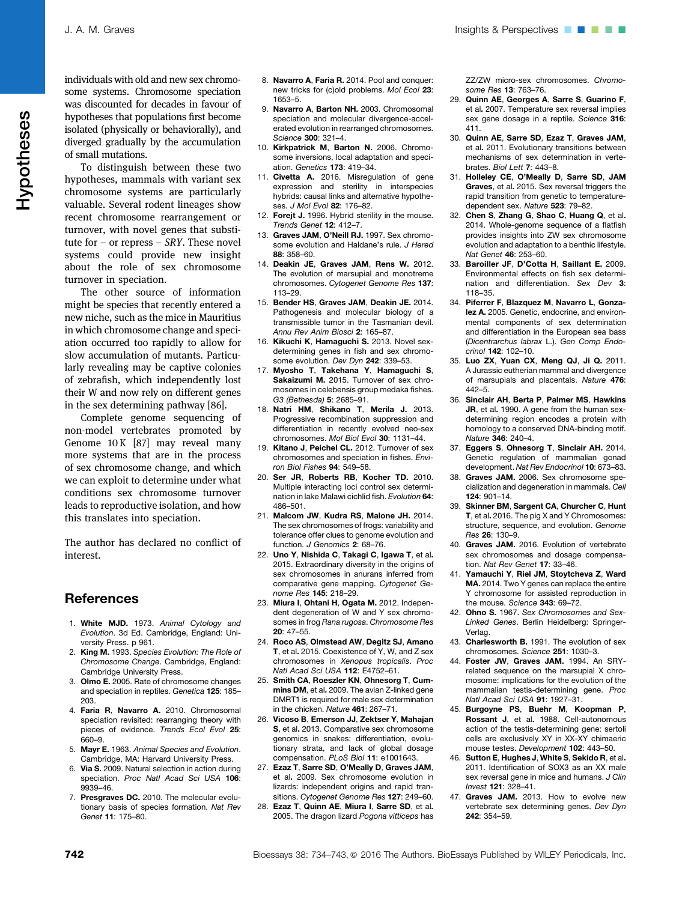individuals with old and new sex chromosome systems. Chromosome speciation was discounted for decades in favour of hypotheses that populations first become isolated (physically or behaviorally), and diverged gradually by the accumulation of small mutations.

To distinguish between these two hypotheses, mammals with variant sex chromosome systems are particularly valuable. Several rodent lineages show recent chromosome rearrangement or turnover, with novel genes that substitute for – or repress – *SRY*. These novel systems could provide new insight about the role of sex chromosome turnover in speciation.

The other source of information might be species that recently entered a new niche, such as the mice in Mauritius in which chromosome change and speciation occurred too rapidly to allow for slow accumulation of mutants. Particularly revealing may be captive colonies of zebrafish, which independently lost their W and now rely on different genes in the sex determining pathway [86].

Complete genome sequencing of non-model vertebrates promoted by Genome 10 K [87] may reveal many more systems that are in the process of sex chromosome change, and which we can exploit to determine under what conditions sex chromosome turnover leads to reproductive isolation, and how this translates into speciation.

The author has declared no conflict of interest.

## References

1. **White MJD.** 1973. *Animal Cytology and Evolution*. 3d Ed. Cambridge, England: University Press. p 961.
2. **King M.** 1993. *Species Evolution: The Role of Chromosome Change*. Cambridge, England: Cambridge University Press.
3. **Olmo E.** 2005. Rate of chromosome changes and speciation in reptiles. *Genetica* **125**: 185–203.
4. **Faria R**, **Navarro A.** 2010. Chromosomal speciation revisited: rearranging theory with pieces of evidence. *Trends Ecol Evol* **25**: 660–9.
5. **Mayr E.** 1963. *Animal Species and Evolution*. Cambridge, MA: Harvard University Press.
6. **Via S.** 2009. Natural selection in action during speciation. *Proc Natl Acad Sci USA* **106**: 9939–46.
7. **Presgraves DC.** 2010. The molecular evolutionary basis of species formation. *Nat Rev Genet* **11**: 175–80.
8. **Navarro A**, **Faria R.** 2014. Pool and conquer: new tricks for (c)old problems. *Mol Ecol* **23**: 1653–5.
9. **Navarro A**, **Barton NH.** 2003. Chromosomal speciation and molecular divergence-accelerated evolution in rearranged chromosomes. *Science* **300**: 321–4.
10. **Kirkpatrick M**, **Barton N.** 2006. Chromosome inversions, local adaptation and speciation. *Genetics* **173**: 419–34.
11. **Civetta A.** 2016. Misregulation of gene expression and sterility in interspecies hybrids: causal links and alternative hypotheses. *J Mol Evol* **82**: 176–82.
12. **Forejt J.** 1996. Hybrid sterility in the mouse. *Trends Genet* **12**: 412–7.
13. **Graves JAM**, **O'Neill RJ.** 1997. Sex chromosome evolution and Haldane's rule. *J Hered* **88**: 358–60.
14. **Deakin JE**, **Graves JAM**, **Rens W.** 2012. The evolution of marsupial and monotreme chromosomes. *Cytogenet Genome Res* **137**: 113–29.
15. **Bender HS**, **Graves JAM**, **Deakin JE.** 2014. Pathogenesis and molecular biology of a transmissible tumor in the Tasmanian devil. *Annu Rev Anim Biosci* **2**: 165–87.
16. **Kikuchi K**, **Hamaguchi S.** 2013. Novel sex-determining genes in fish and sex chromosome evolution. *Dev Dyn* **242**: 339–53.
17. **Myosho T**, **Takehana Y**, **Hamaguchi S**, **Sakaizumi M.** 2015. Turnover of sex chromosomes in celebensis group medaka fishes. *G3 (Bethesda)* **5**: 2685–91.
18. **Natri HM**, **Shikano T**, **Merila J.** 2013. Progressive recombination suppression and differentiation in recently evolved neo-sex chromosomes. *Mol Biol Evol* **30**: 1131–44.
19. **Kitano J**, **Peichel CL.** 2012. Turnover of sex chromosomes and speciation in fishes. *Environ Biol Fishes* **94**: 549–58.
20. **Ser JR**, **Roberts RB**, **Kocher TD.** 2010. Multiple interacting loci control sex determination in lake Malawi cichlid fish. *Evolution* **64**: 486–501.
21. **Malcom JW**, **Kudra RS**, **Malone JH.** 2014. The sex chromosomes of frogs: variability and tolerance offer clues to genome evolution and function. *J Genomics* **2**: 68–76.
22. **Uno Y**, **Nishida C**, **Takagi C**, **Igawa T**, et al. 2015. Extraordinary diversity in the origins of sex chromosomes in anurans inferred from comparative gene mapping. *Cytogenet Genome Res* **145**: 218–29.
23. **Miura I**, **Ohtani H**, **Ogata M.** 2012. Independent degeneration of W and Y sex chromosomes in frog *Rana rugosa*. *Chromosome Res* **20**: 47–55.
24. **Roco AS**, **Olmstead AW**, **Degitz SJ**, **Amano T**, et al. 2015. Coexistence of Y, W, and Z sex chromosomes in *Xenopus tropicalis*. *Proc Natl Acad Sci USA* **112**: E4752–61.
25. **Smith CA**, **Roeszler KN**, **Ohnesorg T**, **Cummins DM**, et al. 2009. The avian Z-linked gene DMRT1 is required for male sex determination in the chicken. *Nature* **461**: 267–71.
26. **Vicoso B**, **Emerson JJ**, **Zektser Y**, **Mahajan S**, et al. 2013. Comparative sex chromosome genomics in snakes: differentiation, evolutionary strata, and lack of global dosage compensation. *PLoS Biol* **11**: e1001643.
27. **Ezaz T**, **Sarre SD**, **O'Meally D**, **Graves JAM**, et al. 2009. Sex chromosome evolution in lizards: independent origins and rapid transitions. *Cytogenet Genome Res* **127**: 249–60.
28. **Ezaz T**, **Quinn AE**, **Miura I**, **Sarre SD**, et al. 2005. The dragon lizard *Pogona vitticeps* has ZZ/ZW micro-sex chromosomes. *Chromosome Res* **13**: 763–76.
29. **Quinn AE**, **Georges A**, **Sarre S**, **Guarino F**, et al. 2007. Temperature sex reversal implies sex gene dosage in a reptile. *Science* **316**: 411.
30. **Quinn AE**, **Sarre SD**, **Ezaz T**, **Graves JAM**, et al. 2011. Evolutionary transitions between mechanisms of sex determination in vertebrates. *Biol Lett* **7**: 443–8.
31. **Holleley CE**, **O'Meally D**, **Sarre SD**, **JAM Graves**, et al. 2015. Sex reversal triggers the rapid transition from genetic to temperature-dependent sex. *Nature* **523**: 79–82.
32. **Chen S**, **Zhang G**, **Shao C**, **Huang Q**, et al. 2014. Whole-genome sequence of a flatfish provides insights into ZW sex chromosome evolution and adaptation to a benthic lifestyle. *Nat Genet* **46**: 253–60.
33. **Baroiller JF**, **D'Cotta H**, **Saillant E.** 2009. Environmental effects on fish sex determination and differentiation. *Sex Dev* **3**: 118–35.
34. **Piferrer F**, **Blazquez M**, **Navarro L**, **Gonzalez A.** 2005. Genetic, endocrine, and environmental components of sex determination and differentiation in the European sea bass (*Dicentrarchus labrax* L.). *Gen Comp Endocrinol* **142**: 102–10.
35. **Luo ZX**, **Yuan CX**, **Meng QJ**, **Ji Q.** 2011. A Jurassic eutherian mammal and divergence of marsupials and placentals. *Nature* **476**: 442–5.
36. **Sinclair AH**, **Berta P**, **Palmer MS**, **Hawkins JR**, et al. 1990. A gene from the human sex-determining region encodes a protein with homology to a conserved DNA-binding motif. *Nature* **346**: 240–4.
37. **Eggers S**, **Ohnesorg T**, **Sinclair AH.** 2014. Genetic regulation of mammalian gonad development. *Nat Rev Endocrinol* **10**: 673–83.
38. **Graves JAM.** 2006. Sex chromosome specialization and degeneration in mammals. *Cell* **124**: 901–14.
39. **Skinner BM**, **Sargent CA**, **Churcher C**, **Hunt T**, et al. 2016. The pig X and Y Chromosomes: structure, sequence, and evolution. *Genome Res* **26**: 130–9.
40. **Graves JAM.** 2016. Evolution of vertebrate sex chromosomes and dosage compensation. *Nat Rev Genet* **17**: 33–46.
41. **Yamauchi Y**, **Riel JM**, **Stoytcheva Z**, **Ward MA.** 2014. Two Y genes can replace the entire Y chromosome for assisted reproduction in the mouse. *Science* **343**: 69–72.
42. **Ohno S.** 1967. *Sex Chromosomes and Sex-Linked Genes*. Berlin Heidelberg: Springer-Verlag.
43. **Charlesworth B.** 1991. The evolution of sex chromosomes. *Science* **251**: 1030–3.
44. **Foster JW**, **Graves JAM.** 1994. An SRY-related sequence on the marsupial X chromosome: implications for the evolution of the mammalian testis-determining gene. *Proc Natl Acad Sci USA* **91**: 1927–31.
45. **Burgoyne PS**, **Buehr M**, **Koopman P**, **Rossant J**, et al. 1988. Cell-autonomous action of the testis-determining gene: sertoli cells are exclusively XY in XX-XY chimaeric mouse testes. *Development* **102**: 443–50.
46. **Sutton E**, **Hughes J**, **White S**, **Sekido R**, et al. 2011. Identification of SOX3 as an XX male sex reversal gene in mice and humans. *J Clin Invest* **121**: 328–41.
47. **Graves JAM.** 2013. How to evolve new vertebrate sex determining genes. *Dev Dyn* **242**: 354–59.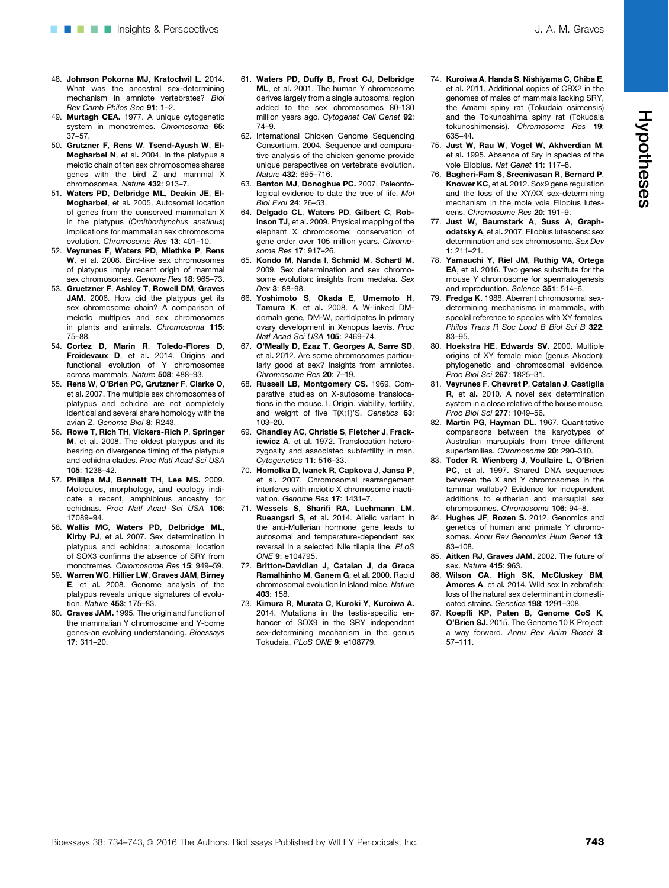48. **Johnson Pokorna MJ**, **Kratochvil L.** 2014. What was the ancestral sex-determining mechanism in amniote vertebrates? *Biol Rev Camb Philos Soc* **91**: 1–2.
49. **Murtagh CEA.** 1977. A unique cytogenetic system in monotremes. *Chromosoma* **65**: 37–57.
50. **Grutzner F**, **Rens W**, **Tsend-Ayush W**, **El-Mogharbel N**, et al**.** 2004. In the platypus a meiotic chain of ten sex chromosomes shares genes with the bird Z and mammal X chromosomes. *Nature* **432**: 913–7.
51. **Waters PD**, **Delbridge ML**, **Deakin JE**, **El-Mogharbel**, et al**.** 2005. Autosomal location of genes from the conserved mammalian X in the platypus (*Ornithorhynchus anatinus*) implications for mammalian sex chromosome evolution. *Chromosome Res* **13**: 401–10.
52. **Veyrunes F**, **Waters PD**, **Miethke P**, **Rens W**, et al**.** 2008. Bird-like sex chromosomes of platypus imply recent origin of mammal sex chromosomes. *Genome Res* **18**: 965–73.
53. **Gruetzner F**, **Ashley T**, **Rowell DM**, **Graves JAM.** 2006. How did the platypus get its sex chromosome chain? A comparison of meiotic multiples and sex chromosomes in plants and animals. *Chromosoma* **115**: 75–88.
54. **Cortez D**, **Marin R**, **Toledo-Flores D**, **Froidevaux D**, et al**.** 2014. Origins and functional evolution of Y chromosomes across mammals. *Nature* **508**: 488–93.
55. **Rens W**, **O'Brien PC**, **Grutzner F**, **Clarke O**, et al**.** 2007. The multiple sex chromosomes of platypus and echidna are not completely identical and several share homology with the avian Z. *Genome Biol* **8**: R243.
56. **Rowe T**, **Rich TH**, **Vickers-Rich P**, **Springer M**, et al**.** 2008. The oldest platypus and its bearing on divergence timing of the platypus and echidna clades. *Proc Natl Acad Sci USA* **105**: 1238–42.
57. **Phillips MJ**, **Bennett TH**, **Lee MS.** 2009. Molecules, morphology, and ecology indicate a recent, amphibious ancestry for echidnas. *Proc Natl Acad Sci USA* **106**: 17089–94.
58. **Wallis MC**, **Waters PD**, **Delbridge ML**, **Kirby PJ**, et al**.** 2007. Sex determination in platypus and echidna: autosomal location of SOX3 confirms the absence of SRY from monotremes. *Chromosome Res* **15**: 949–59.
59. **Warren WC**, **Hillier LW**, **Graves JAM**, **Birney E**, et al**.** 2008. Genome analysis of the platypus reveals unique signatures of evolution. *Nature* **453**: 175–83.
60. **Graves JAM.** 1995. The origin and function of the mammalian Y chromosome and Y-borne genes-an evolving understanding. *Bioessays* **17**: 311–20.
61. **Waters PD**, **Duffy B**, **Frost CJ**, **Delbridge ML**, et al**.** 2001. The human Y chromosome derives largely from a single autosomal region added to the sex chromosomes 80-130 million years ago. *Cytogenet Cell Genet* **92**: 74–9.
62. International Chicken Genome Sequencing Consortium. 2004. Sequence and comparative analysis of the chicken genome provide unique perspectives on vertebrate evolution. *Nature* **432**: 695–716.
63. **Benton MJ**, **Donoghue PC.** 2007. Paleontological evidence to date the tree of life. *Mol Biol Evol* **24**: 26–53.
64. **Delgado CL**, **Waters PD**, **Gilbert C**, **Robinson TJ**, et al**.** 2009. Physical mapping of the elephant X chromosome: conservation of gene order over 105 million years. *Chromosome Res* **17**: 917–26.
65. **Kondo M**, **Nanda I**, **Schmid M**, **Schartl M.** 2009. Sex determination and sex chromosome evolution: insights from medaka. *Sex Dev* **3**: 88–98.
66. **Yoshimoto S**, **Okada E**, **Umemoto H**, **Tamura K**, et al**.** 2008. A W-linked DM-domain gene, DM-W, participates in primary ovary development in Xenopus laevis. *Proc Natl Acad Sci USA* **105**: 2469–74.
67. **O'Meally D**, **Ezaz T**, **Georges A**, **Sarre SD**, et al**.** 2012. Are some chromosomes particularly good at sex? Insights from amniotes. *Chromosome Res* **20**: 7–19.
68. **Russell LB**, **Montgomery CS.** 1969. Comparative studies on X-autosome translocations in the mouse. I. Origin, viability, fertility, and weight of five T(X;1)'S. *Genetics* **63**: 103–20.
69. **Chandley AC**, **Christie S**, **Fletcher J**, **Frackiewicz A**, et al**.** 1972. Translocation heterozygosity and associated subfertility in man. *Cytogenetics* **11**: 516–33.
70. **Homolka D**, **Ivanek R**, **Capkova J**, **Jansa P**, et al**.** 2007. Chromosomal rearrangement interferes with meiotic X chromosome inactivation. *Genome Res* **17**: 1431–7.
71. **Wessels S**, **Sharifi RA**, **Luehmann LM**, **Rueangsri S**, et al**.** 2014. Allelic variant in the anti-Mullerian hormone gene leads to autosomal and temperature-dependent sex reversal in a selected Nile tilapia line. *PLoS ONE* **9**: e104795.
72. **Britton-Davidian J**, **Catalan J**, **da Graca Ramalhinho M**, **Ganem G**, et al**.** 2000. Rapid chromosomal evolution in island mice. *Nature* **403**: 158.
73. **Kimura R**, **Murata C**, **Kuroki Y**, **Kuroiwa A.** 2014. Mutations in the testis-specific enhancer of SOX9 in the SRY independent sex-determining mechanism in the genus Tokudaia. *PLoS ONE* **9**: e108779.
74. **Kuroiwa A**, **Handa S**, **Nishiyama C**, **Chiba E**, et al**.** 2011. Additional copies of CBX2 in the genomes of males of mammals lacking SRY, the Amami spiny rat (Tokudaia osimensis) and the Tokunoshima spiny rat (Tokudaia tokunoshimensis). *Chromosome Res* **19**: 635–44.
75. **Just W**, **Rau W**, **Vogel W**, **Akhverdian M**, et al**.** 1995. Absence of Sry in species of the vole Ellobius. *Nat Genet* **11**: 117–8.
76. **Bagheri-Fam S**, **Sreenivasan R**, **Bernard P**, **Knower KC**, et al**.** 2012. Sox9 gene regulation and the loss of the XY/XX sex-determining mechanism in the mole vole Ellobius lutescens. *Chromosome Res* **20**: 191–9.
77. **Just W**, **Baumstark A**, **Suss A**, **Graphodatsky A**, et al**.** 2007. Ellobius lutescens: sex determination and sex chromosome. *Sex Dev* **1**: 211–21.
78. **Yamauchi Y**, **Riel JM**, **Ruthig VA**, **Ortega EA**, et al**.** 2016. Two genes substitute for the mouse Y chromosome for spermatogenesis and reproduction. *Science* **351**: 514–6.
79. **Fredga K.** 1988. Aberrant chromosomal sex-determining mechanisms in mammals, with special reference to species with XY females. *Philos Trans R Soc Lond B Biol Sci B* **322**: 83–95.
80. **Hoekstra HE**, **Edwards SV.** 2000. Multiple origins of XY female mice (genus Akodon): phylogenetic and chromosomal evidence. *Proc Biol Sci* **267**: 1825–31.
81. **Veyrunes F**, **Chevret P**, **Catalan J**, **Castiglia R**, et al**.** 2010. A novel sex determination system in a close relative of the house mouse. *Proc Biol Sci* **277**: 1049–56.
82. **Martin PG**, **Hayman DL.** 1967. Quantitative comparisons between the karyotypes of Australian marsupials from three different superfamilies. *Chromosoma* **20**: 290–310.
83. **Toder R**, **Wienberg J**, **Voullaire L**, **O'Brien PC**, et al**.** 1997. Shared DNA sequences between the X and Y chromosomes in the tammar wallaby? Evidence for independent additions to eutherian and marsupial sex chromosomes. *Chromosoma* **106**: 94–8.
84. **Hughes JF**, **Rozen S.** 2012. Genomics and genetics of human and primate Y chromosomes. *Annu Rev Genomics Hum Genet* **13**: 83–108.
85. **Aitken RJ**, **Graves JAM.** 2002. The future of sex. *Nature* **415**: 963.
86. **Wilson CA**, **High SK**, **McCluskey BM**, **Amores A**, et al**.** 2014. Wild sex in zebrafish: loss of the natural sex determinant in domesticated strains. *Genetics* **198**: 1291–308.
87. **Koepfli KP**, **Paten B**, **Genome CoS K**, **O'Brien SJ.** 2015. The Genome 10 K Project: a way forward. *Annu Rev Anim Biosci* **3**: 57–111.